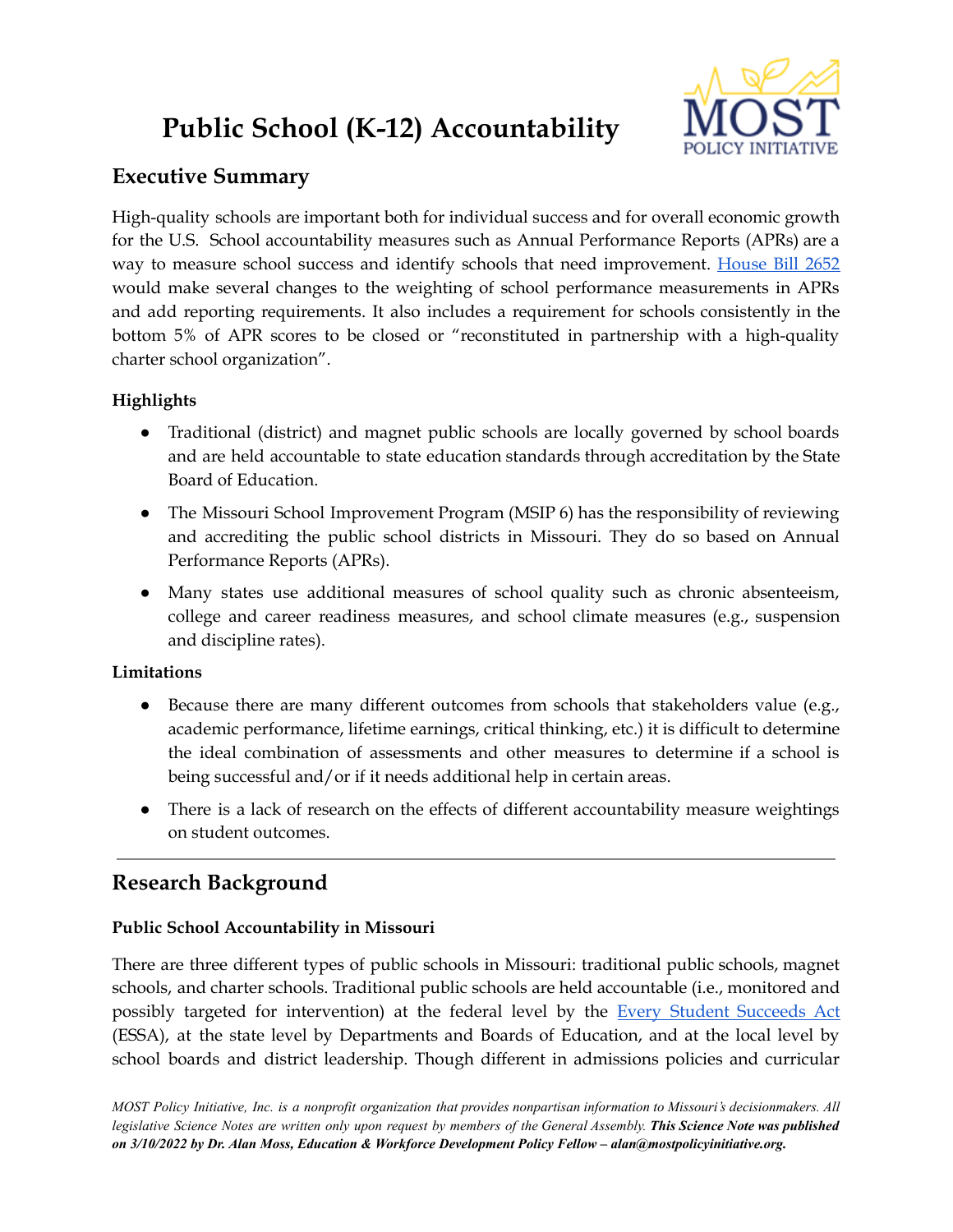# Public School (K-12) Accountability

## Executive Summary

High-quality schools are important both for individual success and for overall economic growth for the U.S. School accountability measures such as Annual Performance Reports (APRs) are a way to measure school success and identify schools that need improvement. [House Bill 2652] would make several changes to the weighting of school performance measurements in APRs and add reporting requirements. It also includes a requirement for schools consistently in the bottom 5% of APR scores to be closed or "reconstituted in partnership with a high-quality charter school organization".

### Highlights

- Traditional (district) and magnet public schools are locally governed by school boards and are held accountable to state education standards through accreditation by the State Board of Education.
- The Missouri School Improvement Program (MSIP 6) has the responsibility of reviewing and accrediting the public school districts in Missouri. They do so based on Annual Performance Reports (APRs).
- Many states use additional measures of school quality such as chronic absenteeism, college and career readiness measures, and school climate measures (e.g., suspension and discipline rates).

### Limitations

- Because there are many different outcomes from schools that stakeholders value (e.g., academic performance, lifetime earnings, critical thinking, etc.) it is difficult to determine the ideal combination of assessments and other measures to determine if a school is being successful and/or if it needs additional help in certain areas.
- There is a lack of research on the effects of different accountability measure weightings on student outcomes.

---

## Research Background

### Public School Accountability in Missouri

There are three different types of public schools in Missouri: traditional public schools, magnet schools, and charter schools. Traditional public schools are held accountable (i.e., monitored and possibly targeted for intervention) at the federal level by the [Every Student Succeeds Act] (ESSA), at the state level by Departments and Boards of Education, and at the local level by school boards and district leadership. Though different in admissions policies and curricular

*MOST Policy Initiative, Inc. is a nonprofit organization that provides nonpartisan information to Missouri's decisionmakers. All legislative Science Notes are written only upon request by members of the General Assembly.* ***This Science Note was published on 3/10/2022 by Dr. Alan Moss, Education & Workforce Development Policy Fellow – alan@mostpolicyinitiative.org.***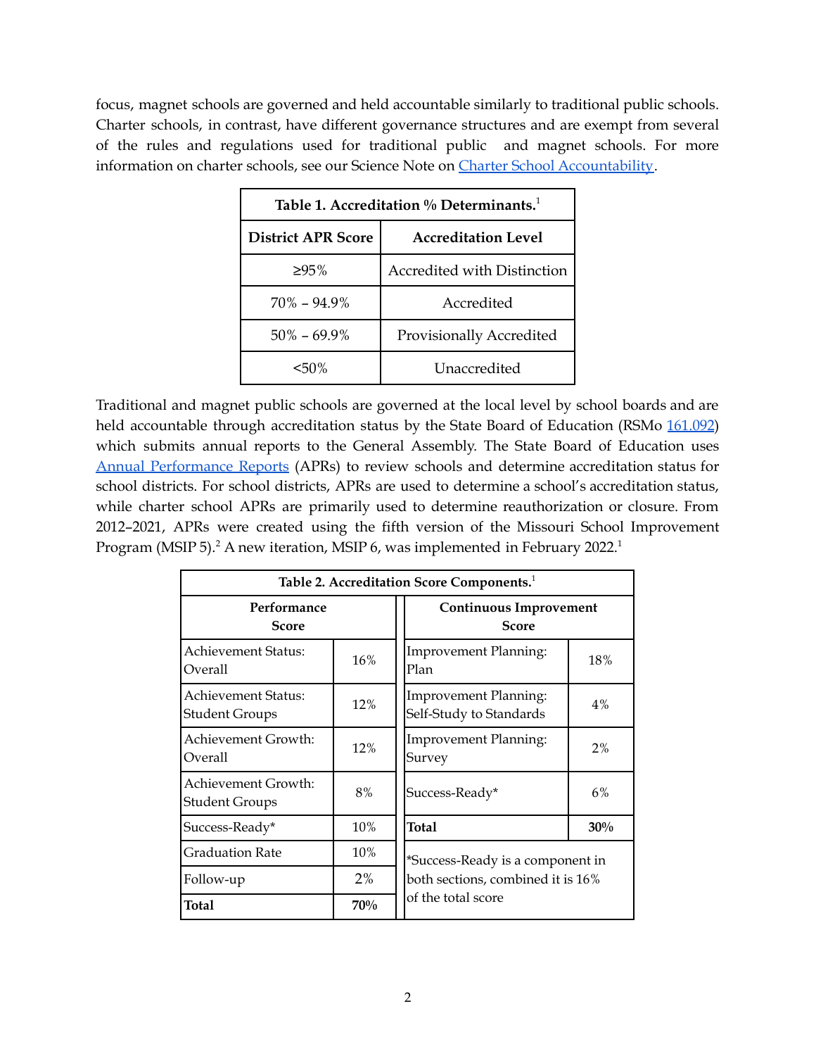focus, magnet schools are governed and held accountable similarly to traditional public schools. Charter schools, in contrast, have different governance structures and are exempt from several of the rules and regulations used for traditional public and magnet schools. For more information on charter schools, see our Science Note on [Charter School Accountability](#).

| **Table 1. Accreditation % Determinants.**[1] | |
|---|---|
| **District APR Score** | **Accreditation Level** |
| ≥95% | Accredited with Distinction |
| 70% – 94.9% | Accredited |
| 50% – 69.9% | Provisionally Accredited |
| <50% | Unaccredited |

Traditional and magnet public schools are governed at the local level by school boards and are held accountable through accreditation status by the State Board of Education (RSMo [161.092](#)) which submits annual reports to the General Assembly. The State Board of Education uses [Annual Performance Reports](#) (APRs) to review schools and determine accreditation status for school districts. For school districts, APRs are used to determine a school's accreditation status, while charter school APRs are primarily used to determine reauthorization or closure. From 2012–2021, APRs were created using the fifth version of the Missouri School Improvement Program (MSIP 5).[2] A new iteration, MSIP 6, was implemented in February 2022.[1]

| **Table 2. Accreditation Score Components.**[1] | | | |
|---|---|---|---|
| **Performance Score** | | **Continuous Improvement Score** | |
| Achievement Status: Overall | 16% | Improvement Planning: Plan | 18% |
| Achievement Status: Student Groups | 12% | Improvement Planning: Self-Study to Standards | 4% |
| Achievement Growth: Overall | 12% | Improvement Planning: Survey | 2% |
| Achievement Growth: Student Groups | 8% | Success-Ready* | 6% |
| Success-Ready* | 10% | **Total** | **30%** |
| Graduation Rate | 10% | *Success-Ready is a component in both sections, combined it is 16% of the total score | |
| Follow-up | 2% | | |
| **Total** | **70%** | | |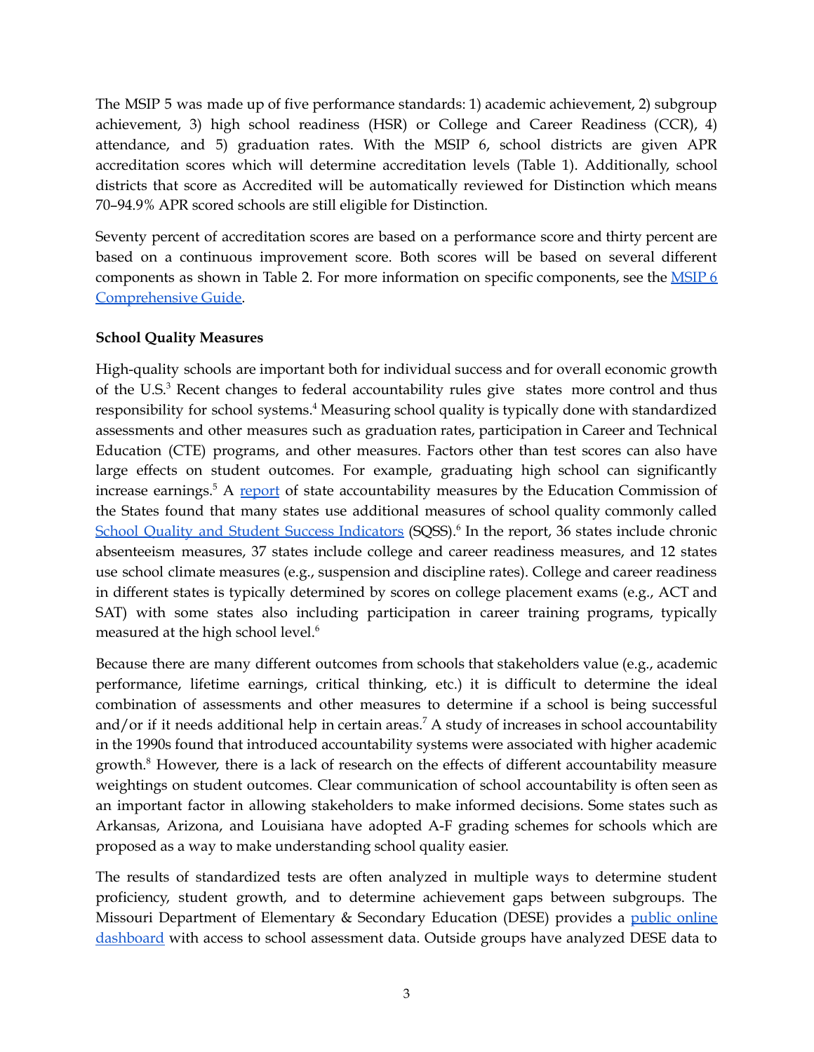The MSIP 5 was made up of five performance standards: 1) academic achievement, 2) subgroup achievement, 3) high school readiness (HSR) or College and Career Readiness (CCR), 4) attendance, and 5) graduation rates. With the MSIP 6, school districts are given APR accreditation scores which will determine accreditation levels (Table 1). Additionally, school districts that score as Accredited will be automatically reviewed for Distinction which means 70–94.9% APR scored schools are still eligible for Distinction.

Seventy percent of accreditation scores are based on a performance score and thirty percent are based on a continuous improvement score. Both scores will be based on several different components as shown in Table 2. For more information on specific components, see the MSIP 6 Comprehensive Guide.

**School Quality Measures**

High-quality schools are important both for individual success and for overall economic growth of the U.S.[3] Recent changes to federal accountability rules give states more control and thus responsibility for school systems.[4] Measuring school quality is typically done with standardized assessments and other measures such as graduation rates, participation in Career and Technical Education (CTE) programs, and other measures. Factors other than test scores can also have large effects on student outcomes. For example, graduating high school can significantly increase earnings.[5] A report of state accountability measures by the Education Commission of the States found that many states use additional measures of school quality commonly called School Quality and Student Success Indicators (SQSS).[6] In the report, 36 states include chronic absenteeism measures, 37 states include college and career readiness measures, and 12 states use school climate measures (e.g., suspension and discipline rates). College and career readiness in different states is typically determined by scores on college placement exams (e.g., ACT and SAT) with some states also including participation in career training programs, typically measured at the high school level.[6]

Because there are many different outcomes from schools that stakeholders value (e.g., academic performance, lifetime earnings, critical thinking, etc.) it is difficult to determine the ideal combination of assessments and other measures to determine if a school is being successful and/or if it needs additional help in certain areas.[7] A study of increases in school accountability in the 1990s found that introduced accountability systems were associated with higher academic growth.[8] However, there is a lack of research on the effects of different accountability measure weightings on student outcomes. Clear communication of school accountability is often seen as an important factor in allowing stakeholders to make informed decisions. Some states such as Arkansas, Arizona, and Louisiana have adopted A-F grading schemes for schools which are proposed as a way to make understanding school quality easier.

The results of standardized tests are often analyzed in multiple ways to determine student proficiency, student growth, and to determine achievement gaps between subgroups. The Missouri Department of Elementary & Secondary Education (DESE) provides a public online dashboard with access to school assessment data. Outside groups have analyzed DESE data to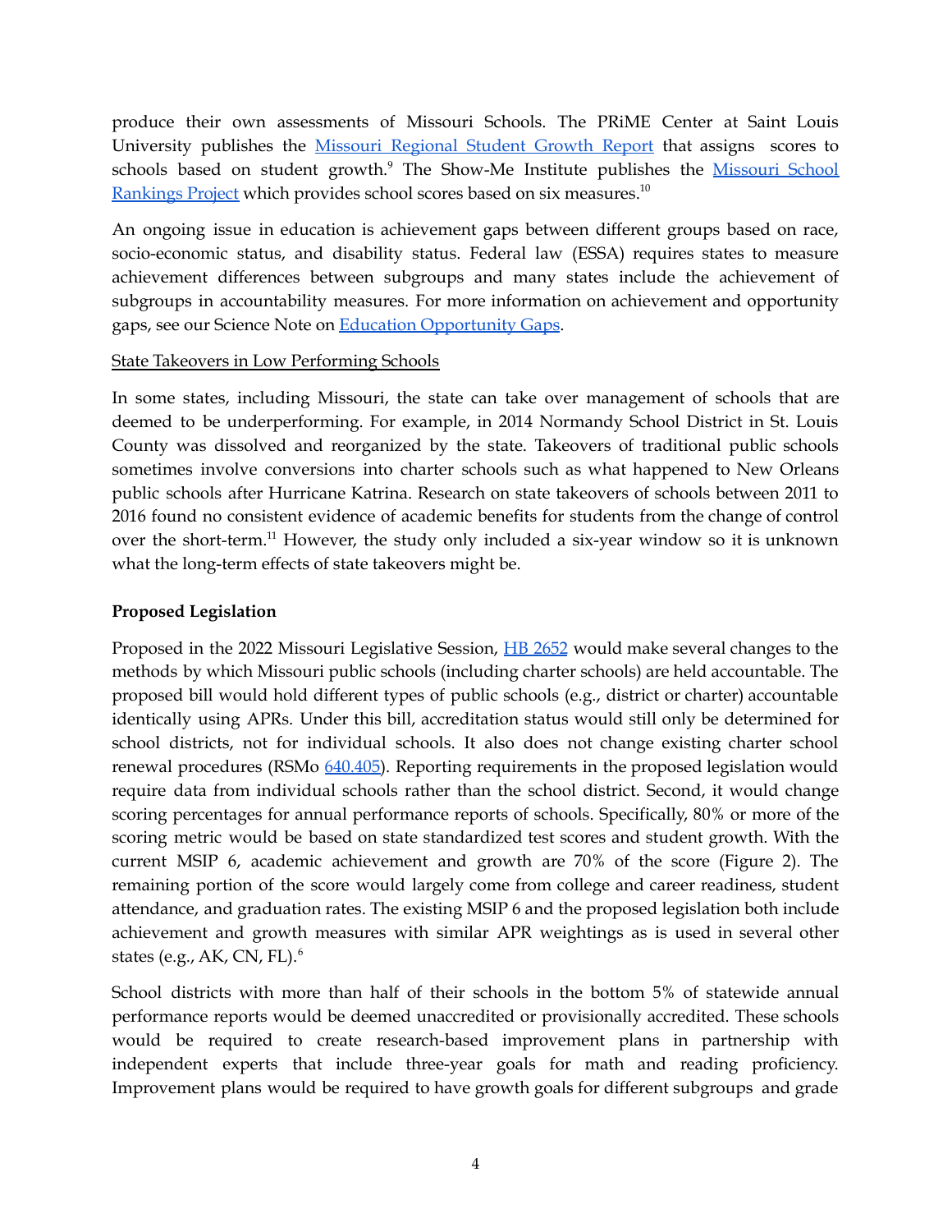produce their own assessments of Missouri Schools. The PRiME Center at Saint Louis University publishes the [Missouri Regional Student Growth Report]() that assigns scores to schools based on student growth.[9] The Show-Me Institute publishes the [Missouri School Rankings Project]() which provides school scores based on six measures.[10]

An ongoing issue in education is achievement gaps between different groups based on race, socio-economic status, and disability status. Federal law (ESSA) requires states to measure achievement differences between subgroups and many states include the achievement of subgroups in accountability measures. For more information on achievement and opportunity gaps, see our Science Note on [Education Opportunity Gaps]().

<u>State Takeovers in Low Performing Schools</u>

In some states, including Missouri, the state can take over management of schools that are deemed to be underperforming. For example, in 2014 Normandy School District in St. Louis County was dissolved and reorganized by the state. Takeovers of traditional public schools sometimes involve conversions into charter schools such as what happened to New Orleans public schools after Hurricane Katrina. Research on state takeovers of schools between 2011 to 2016 found no consistent evidence of academic benefits for students from the change of control over the short-term.[11] However, the study only included a six-year window so it is unknown what the long-term effects of state takeovers might be.

**Proposed Legislation**

Proposed in the 2022 Missouri Legislative Session, [HB 2652]() would make several changes to the methods by which Missouri public schools (including charter schools) are held accountable. The proposed bill would hold different types of public schools (e.g., district or charter) accountable identically using APRs. Under this bill, accreditation status would still only be determined for school districts, not for individual schools. It also does not change existing charter school renewal procedures (RSMo [640.405]()). Reporting requirements in the proposed legislation would require data from individual schools rather than the school district. Second, it would change scoring percentages for annual performance reports of schools. Specifically, 80% or more of the scoring metric would be based on state standardized test scores and student growth. With the current MSIP 6, academic achievement and growth are 70% of the score (Figure 2). The remaining portion of the score would largely come from college and career readiness, student attendance, and graduation rates. The existing MSIP 6 and the proposed legislation both include achievement and growth measures with similar APR weightings as is used in several other states (e.g., AK, CN, FL).[6]

School districts with more than half of their schools in the bottom 5% of statewide annual performance reports would be deemed unaccredited or provisionally accredited. These schools would be required to create research-based improvement plans in partnership with independent experts that include three-year goals for math and reading proficiency. Improvement plans would be required to have growth goals for different subgroups and grade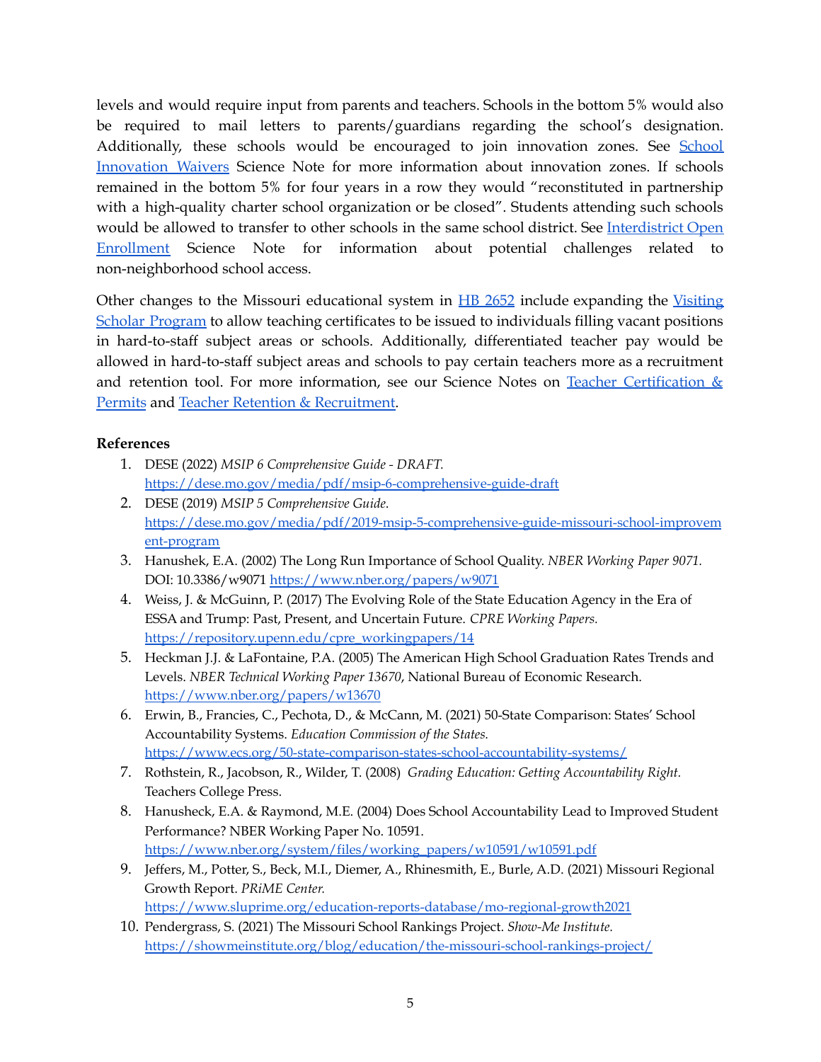levels and would require input from parents and teachers. Schools in the bottom 5% would also be required to mail letters to parents/guardians regarding the school's designation. Additionally, these schools would be encouraged to join innovation zones. See [School Innovation Waivers](#) Science Note for more information about innovation zones. If schools remained in the bottom 5% for four years in a row they would "reconstituted in partnership with a high-quality charter school organization or be closed". Students attending such schools would be allowed to transfer to other schools in the same school district. See [Interdistrict Open Enrollment](#) Science Note for information about potential challenges related to non-neighborhood school access.

Other changes to the Missouri educational system in [HB 2652](#) include expanding the [Visiting Scholar Program](#) to allow teaching certificates to be issued to individuals filling vacant positions in hard-to-staff subject areas or schools. Additionally, differentiated teacher pay would be allowed in hard-to-staff subject areas and schools to pay certain teachers more as a recruitment and retention tool. For more information, see our Science Notes on [Teacher Certification & Permits](#) and [Teacher Retention & Recruitment](#).

**References**

1. DESE (2022) *MSIP 6 Comprehensive Guide - DRAFT.* https://dese.mo.gov/media/pdf/msip-6-comprehensive-guide-draft
2. DESE (2019) *MSIP 5 Comprehensive Guide.* https://dese.mo.gov/media/pdf/2019-msip-5-comprehensive-guide-missouri-school-improvement-program
3. Hanushek, E.A. (2002) The Long Run Importance of School Quality. *NBER Working Paper 9071.* DOI: 10.3386/w9071 https://www.nber.org/papers/w9071
4. Weiss, J. & McGuinn, P. (2017) The Evolving Role of the State Education Agency in the Era of ESSA and Trump: Past, Present, and Uncertain Future. *CPRE Working Papers.* https://repository.upenn.edu/cpre_workingpapers/14
5. Heckman J.J. & LaFontaine, P.A. (2005) The American High School Graduation Rates Trends and Levels. *NBER Technical Working Paper 13670*, National Bureau of Economic Research. https://www.nber.org/papers/w13670
6. Erwin, B., Francies, C., Pechota, D., & McCann, M. (2021) 50-State Comparison: States' School Accountability Systems. *Education Commission of the States.* https://www.ecs.org/50-state-comparison-states-school-accountability-systems/
7. Rothstein, R., Jacobson, R., Wilder, T. (2008) *Grading Education: Getting Accountability Right.* Teachers College Press.
8. Hanusheck, E.A. & Raymond, M.E. (2004) Does School Accountability Lead to Improved Student Performance? NBER Working Paper No. 10591. https://www.nber.org/system/files/working_papers/w10591/w10591.pdf
9. Jeffers, M., Potter, S., Beck, M.I., Diemer, A., Rhinesmith, E., Burle, A.D. (2021) Missouri Regional Growth Report. *PRiME Center.* https://www.sluprime.org/education-reports-database/mo-regional-growth2021
10. Pendergrass, S. (2021) The Missouri School Rankings Project. *Show-Me Institute.* https://showmeinstitute.org/blog/education/the-missouri-school-rankings-project/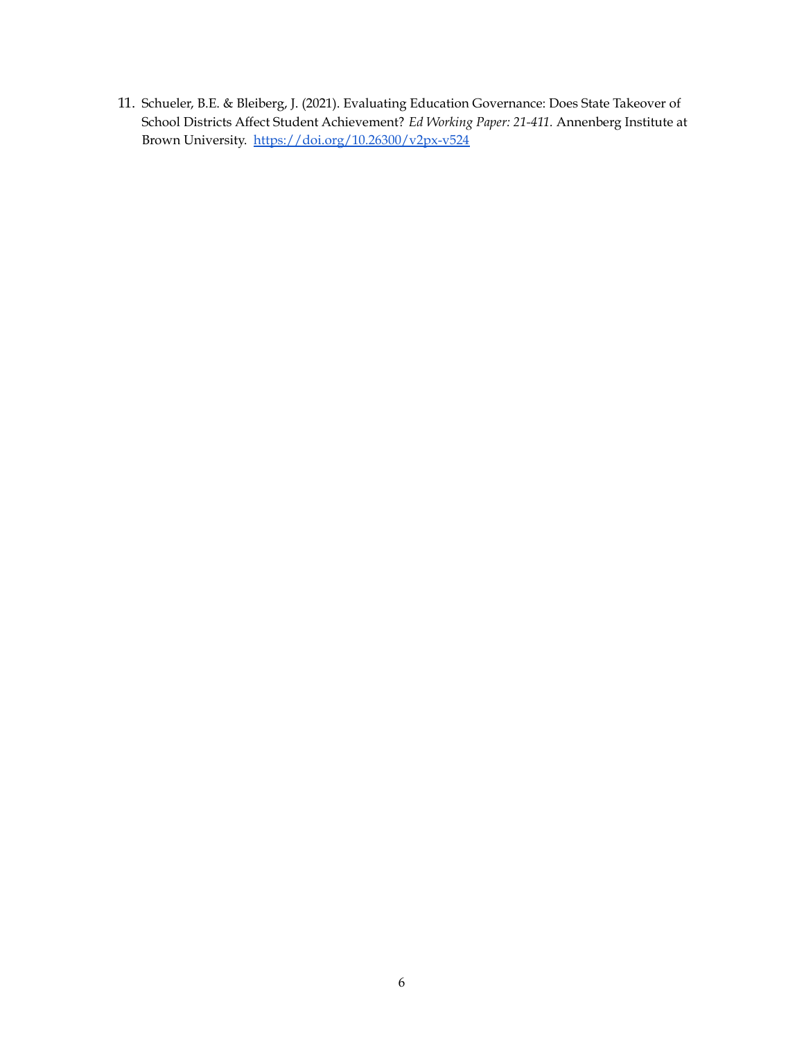11. Schueler, B.E. & Bleiberg, J. (2021). Evaluating Education Governance: Does State Takeover of School Districts Affect Student Achievement? *Ed Working Paper: 21-411.* Annenberg Institute at Brown University. https://doi.org/10.26300/v2px-v524